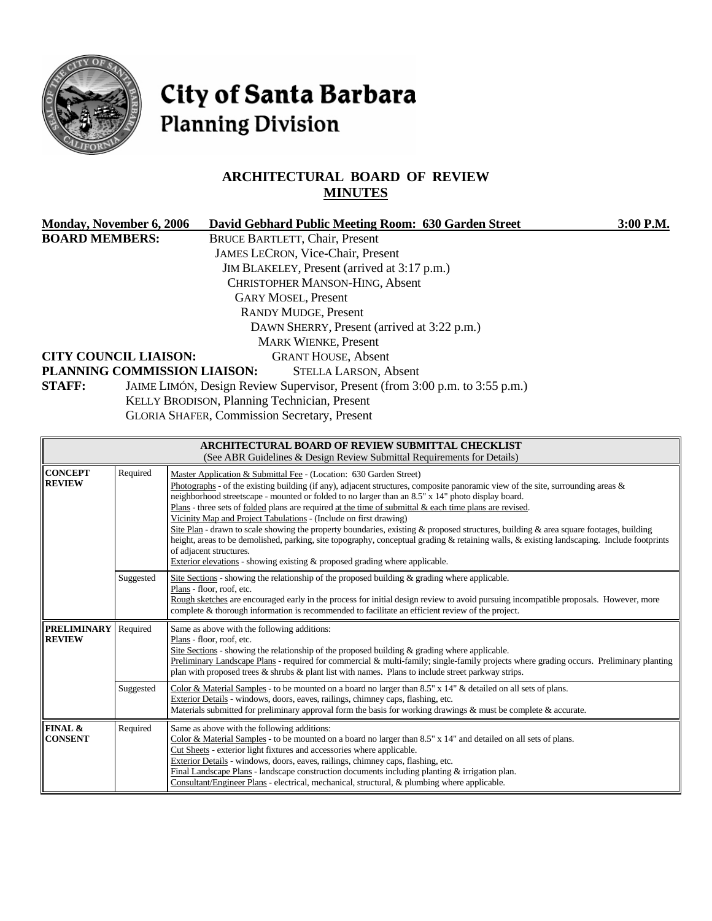# City of Santa Barbara
## Planning Division

## ARCHITECTURAL BOARD OF REVIEW
## MINUTES

**Monday, November 6, 2006** **David Gebhard Public Meeting Room: 630 Garden Street** **3:00 P.M.**

**BOARD MEMBERS:**
BRUCE BARTLETT, Chair, Present
JAMES LECRON, Vice-Chair, Present
JIM BLAKELEY, Present (arrived at 3:17 p.m.)
CHRISTOPHER MANSON-HING, Absent
GARY MOSEL, Present
RANDY MUDGE, Present
DAWN SHERRY, Present (arrived at 3:22 p.m.)
MARK WIENKE, Present

**CITY COUNCIL LIAISON:** GRANT HOUSE, Absent

**PLANNING COMMISSION LIAISON:** STELLA LARSON, Absent

**STAFF:**
JAIME LIMÓN, Design Review Supervisor, Present (from 3:00 p.m. to 3:55 p.m.)
KELLY BRODISON, Planning Technician, Present
GLORIA SHAFER, Commission Secretary, Present

| **ARCHITECTURAL BOARD OF REVIEW SUBMITTAL CHECKLIST** (See ABR Guidelines & Design Review Submittal Requirements for Details) | | |
|---|---|---|
| **CONCEPT REVIEW** | Required | Master Application & Submittal Fee - (Location: 630 Garden Street)<br>Photographs - of the existing building (if any), adjacent structures, composite panoramic view of the site, surrounding areas & neighborhood streetscape - mounted or folded to no larger than an 8.5" x 14" photo display board.<br>Plans - three sets of folded plans are required at the time of submittal & each time plans are revised.<br>Vicinity Map and Project Tabulations - (Include on first drawing)<br>Site Plan - drawn to scale showing the property boundaries, existing & proposed structures, building & area square footages, building height, areas to be demolished, parking, site topography, conceptual grading & retaining walls, & existing landscaping. Include footprints of adjacent structures.<br>Exterior elevations - showing existing & proposed grading where applicable. |
| | Suggested | Site Sections - showing the relationship of the proposed building & grading where applicable.<br>Plans - floor, roof, etc.<br>Rough sketches are encouraged early in the process for initial design review to avoid pursuing incompatible proposals. However, more complete & thorough information is recommended to facilitate an efficient review of the project. |
| **PRELIMINARY REVIEW** | Required | Same as above with the following additions:<br>Plans - floor, roof, etc.<br>Site Sections - showing the relationship of the proposed building & grading where applicable.<br>Preliminary Landscape Plans - required for commercial & multi-family; single-family projects where grading occurs. Preliminary planting plan with proposed trees & shrubs & plant list with names. Plans to include street parkway strips. |
| | Suggested | Color & Material Samples - to be mounted on a board no larger than 8.5" x 14" & detailed on all sets of plans.<br>Exterior Details - windows, doors, eaves, railings, chimney caps, flashing, etc.<br>Materials submitted for preliminary approval form the basis for working drawings & must be complete & accurate. |
| **FINAL & CONSENT** | Required | Same as above with the following additions:<br>Color & Material Samples - to be mounted on a board no larger than 8.5" x 14" and detailed on all sets of plans.<br>Cut Sheets - exterior light fixtures and accessories where applicable.<br>Exterior Details - windows, doors, eaves, railings, chimney caps, flashing, etc.<br>Final Landscape Plans - landscape construction documents including planting & irrigation plan.<br>Consultant/Engineer Plans - electrical, mechanical, structural, & plumbing where applicable. |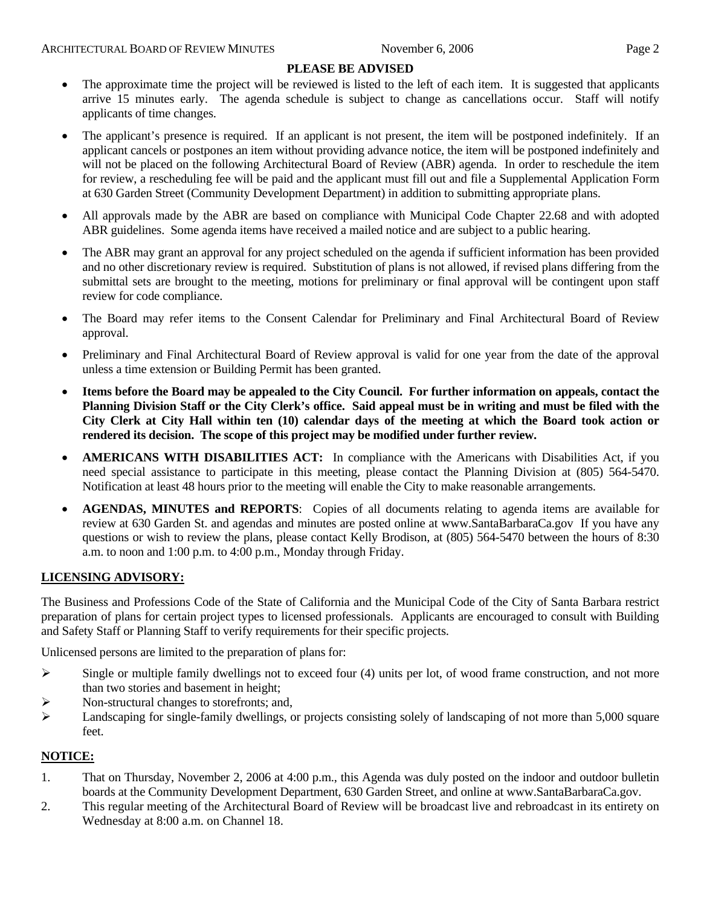**PLEASE BE ADVISED**

- The approximate time the project will be reviewed is listed to the left of each item. It is suggested that applicants arrive 15 minutes early. The agenda schedule is subject to change as cancellations occur. Staff will notify applicants of time changes.
- The applicant's presence is required. If an applicant is not present, the item will be postponed indefinitely. If an applicant cancels or postpones an item without providing advance notice, the item will be postponed indefinitely and will not be placed on the following Architectural Board of Review (ABR) agenda. In order to reschedule the item for review, a rescheduling fee will be paid and the applicant must fill out and file a Supplemental Application Form at 630 Garden Street (Community Development Department) in addition to submitting appropriate plans.
- All approvals made by the ABR are based on compliance with Municipal Code Chapter 22.68 and with adopted ABR guidelines. Some agenda items have received a mailed notice and are subject to a public hearing.
- The ABR may grant an approval for any project scheduled on the agenda if sufficient information has been provided and no other discretionary review is required. Substitution of plans is not allowed, if revised plans differing from the submittal sets are brought to the meeting, motions for preliminary or final approval will be contingent upon staff review for code compliance.
- The Board may refer items to the Consent Calendar for Preliminary and Final Architectural Board of Review approval.
- Preliminary and Final Architectural Board of Review approval is valid for one year from the date of the approval unless a time extension or Building Permit has been granted.
- **Items before the Board may be appealed to the City Council. For further information on appeals, contact the Planning Division Staff or the City Clerk's office. Said appeal must be in writing and must be filed with the City Clerk at City Hall within ten (10) calendar days of the meeting at which the Board took action or rendered its decision. The scope of this project may be modified under further review.**
- **AMERICANS WITH DISABILITIES ACT:** In compliance with the Americans with Disabilities Act, if you need special assistance to participate in this meeting, please contact the Planning Division at (805) 564-5470. Notification at least 48 hours prior to the meeting will enable the City to make reasonable arrangements.
- **AGENDAS, MINUTES and REPORTS**: Copies of all documents relating to agenda items are available for review at 630 Garden St. and agendas and minutes are posted online at www.SantaBarbaraCa.gov If you have any questions or wish to review the plans, please contact Kelly Brodison, at (805) 564-5470 between the hours of 8:30 a.m. to noon and 1:00 p.m. to 4:00 p.m., Monday through Friday.

**LICENSING ADVISORY:**

The Business and Professions Code of the State of California and the Municipal Code of the City of Santa Barbara restrict preparation of plans for certain project types to licensed professionals. Applicants are encouraged to consult with Building and Safety Staff or Planning Staff to verify requirements for their specific projects.

Unlicensed persons are limited to the preparation of plans for:

- Single or multiple family dwellings not to exceed four (4) units per lot, of wood frame construction, and not more than two stories and basement in height;
- Non-structural changes to storefronts; and,
- Landscaping for single-family dwellings, or projects consisting solely of landscaping of not more than 5,000 square feet.

**NOTICE:**

1. That on Thursday, November 2, 2006 at 4:00 p.m., this Agenda was duly posted on the indoor and outdoor bulletin boards at the Community Development Department, 630 Garden Street, and online at www.SantaBarbaraCa.gov.
2. This regular meeting of the Architectural Board of Review will be broadcast live and rebroadcast in its entirety on Wednesday at 8:00 a.m. on Channel 18.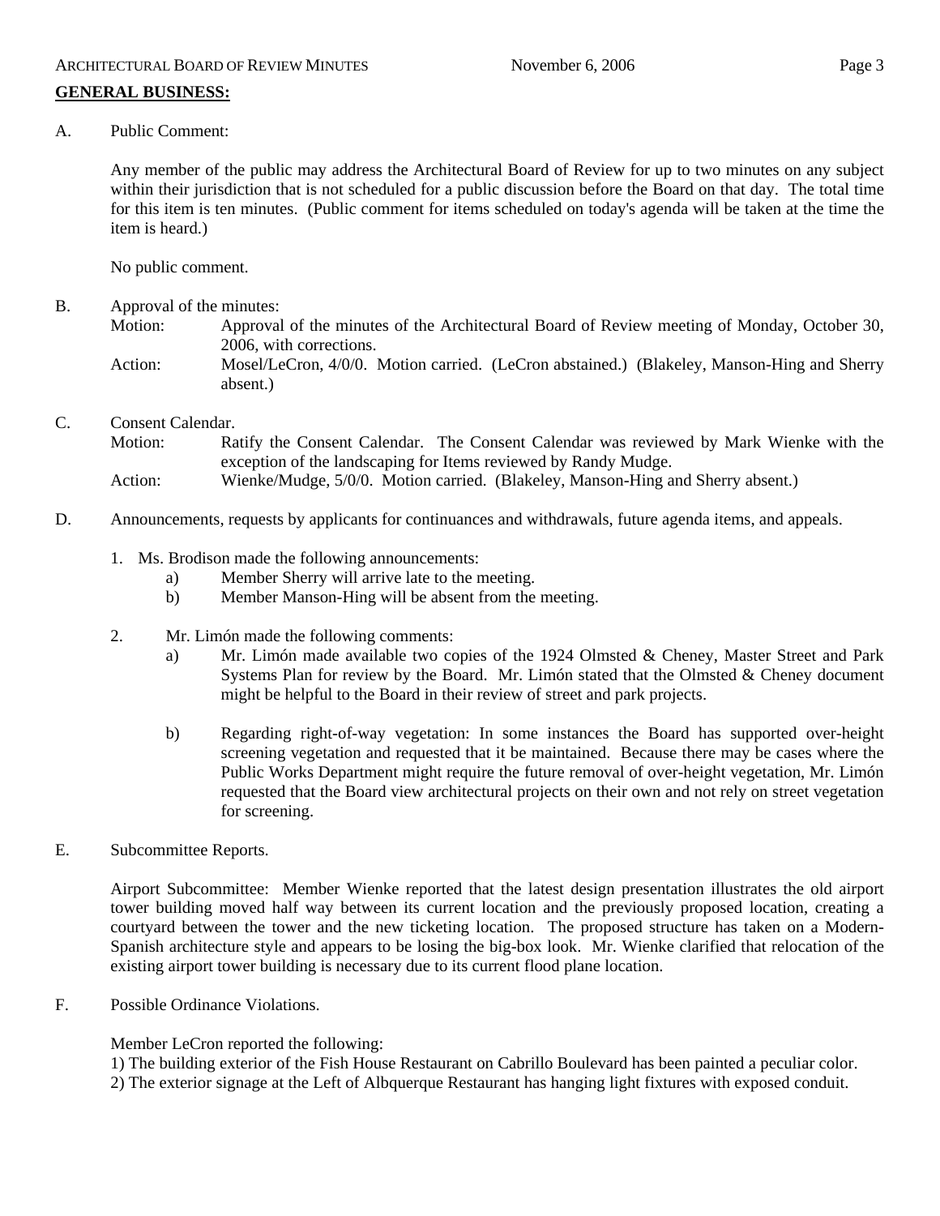## GENERAL BUSINESS:

A. Public Comment:

Any member of the public may address the Architectural Board of Review for up to two minutes on any subject within their jurisdiction that is not scheduled for a public discussion before the Board on that day. The total time for this item is ten minutes. (Public comment for items scheduled on today's agenda will be taken at the time the item is heard.)

No public comment.

B. Approval of the minutes:

Motion: Approval of the minutes of the Architectural Board of Review meeting of Monday, October 30, 2006, with corrections.

Action: Mosel/LeCron, 4/0/0. Motion carried. (LeCron abstained.) (Blakeley, Manson-Hing and Sherry absent.)

C. Consent Calendar.

Motion: Ratify the Consent Calendar. The Consent Calendar was reviewed by Mark Wienke with the exception of the landscaping for Items reviewed by Randy Mudge.

Action: Wienke/Mudge, 5/0/0. Motion carried. (Blakeley, Manson-Hing and Sherry absent.)

D. Announcements, requests by applicants for continuances and withdrawals, future agenda items, and appeals.

1. Ms. Brodison made the following announcements:
   a) Member Sherry will arrive late to the meeting.
   b) Member Manson-Hing will be absent from the meeting.

2. Mr. Limón made the following comments:
   a) Mr. Limón made available two copies of the 1924 Olmsted & Cheney, Master Street and Park Systems Plan for review by the Board. Mr. Limón stated that the Olmsted & Cheney document might be helpful to the Board in their review of street and park projects.

   b) Regarding right-of-way vegetation: In some instances the Board has supported over-height screening vegetation and requested that it be maintained. Because there may be cases where the Public Works Department might require the future removal of over-height vegetation, Mr. Limón requested that the Board view architectural projects on their own and not rely on street vegetation for screening.

E. Subcommittee Reports.

Airport Subcommittee: Member Wienke reported that the latest design presentation illustrates the old airport tower building moved half way between its current location and the previously proposed location, creating a courtyard between the tower and the new ticketing location. The proposed structure has taken on a Modern-Spanish architecture style and appears to be losing the big-box look. Mr. Wienke clarified that relocation of the existing airport tower building is necessary due to its current flood plane location.

F. Possible Ordinance Violations.

Member LeCron reported the following:
1) The building exterior of the Fish House Restaurant on Cabrillo Boulevard has been painted a peculiar color.
2) The exterior signage at the Left of Albquerque Restaurant has hanging light fixtures with exposed conduit.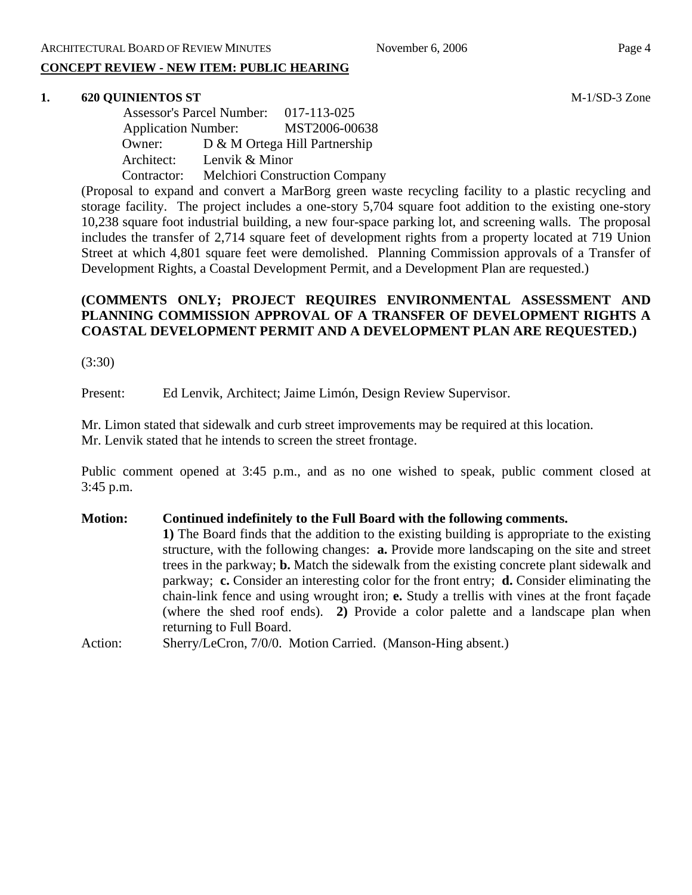**CONCEPT REVIEW - NEW ITEM: PUBLIC HEARING**

**1. 620 QUINIENTOS ST** M-1/SD-3 Zone

Assessor's Parcel Number: 017-113-025
Application Number: MST2006-00638
Owner: D & M Ortega Hill Partnership
Architect: Lenvik & Minor
Contractor: Melchiori Construction Company

(Proposal to expand and convert a MarBorg green waste recycling facility to a plastic recycling and storage facility. The project includes a one-story 5,704 square foot addition to the existing one-story 10,238 square foot industrial building, a new four-space parking lot, and screening walls. The proposal includes the transfer of 2,714 square feet of development rights from a property located at 719 Union Street at which 4,801 square feet were demolished. Planning Commission approvals of a Transfer of Development Rights, a Coastal Development Permit, and a Development Plan are requested.)

**(COMMENTS ONLY; PROJECT REQUIRES ENVIRONMENTAL ASSESSMENT AND PLANNING COMMISSION APPROVAL OF A TRANSFER OF DEVELOPMENT RIGHTS A COASTAL DEVELOPMENT PERMIT AND A DEVELOPMENT PLAN ARE REQUESTED.)**

(3:30)

Present: Ed Lenvik, Architect; Jaime Limón, Design Review Supervisor.

Mr. Limon stated that sidewalk and curb street improvements may be required at this location.
Mr. Lenvik stated that he intends to screen the street frontage.

Public comment opened at 3:45 p.m., and as no one wished to speak, public comment closed at 3:45 p.m.

**Motion: Continued indefinitely to the Full Board with the following comments.**
**1)** The Board finds that the addition to the existing building is appropriate to the existing structure, with the following changes: **a.** Provide more landscaping on the site and street trees in the parkway; **b.** Match the sidewalk from the existing concrete plant sidewalk and parkway; **c.** Consider an interesting color for the front entry; **d.** Consider eliminating the chain-link fence and using wrought iron; **e.** Study a trellis with vines at the front façade (where the shed roof ends). **2)** Provide a color palette and a landscape plan when returning to Full Board.

Action: Sherry/LeCron, 7/0/0. Motion Carried. (Manson-Hing absent.)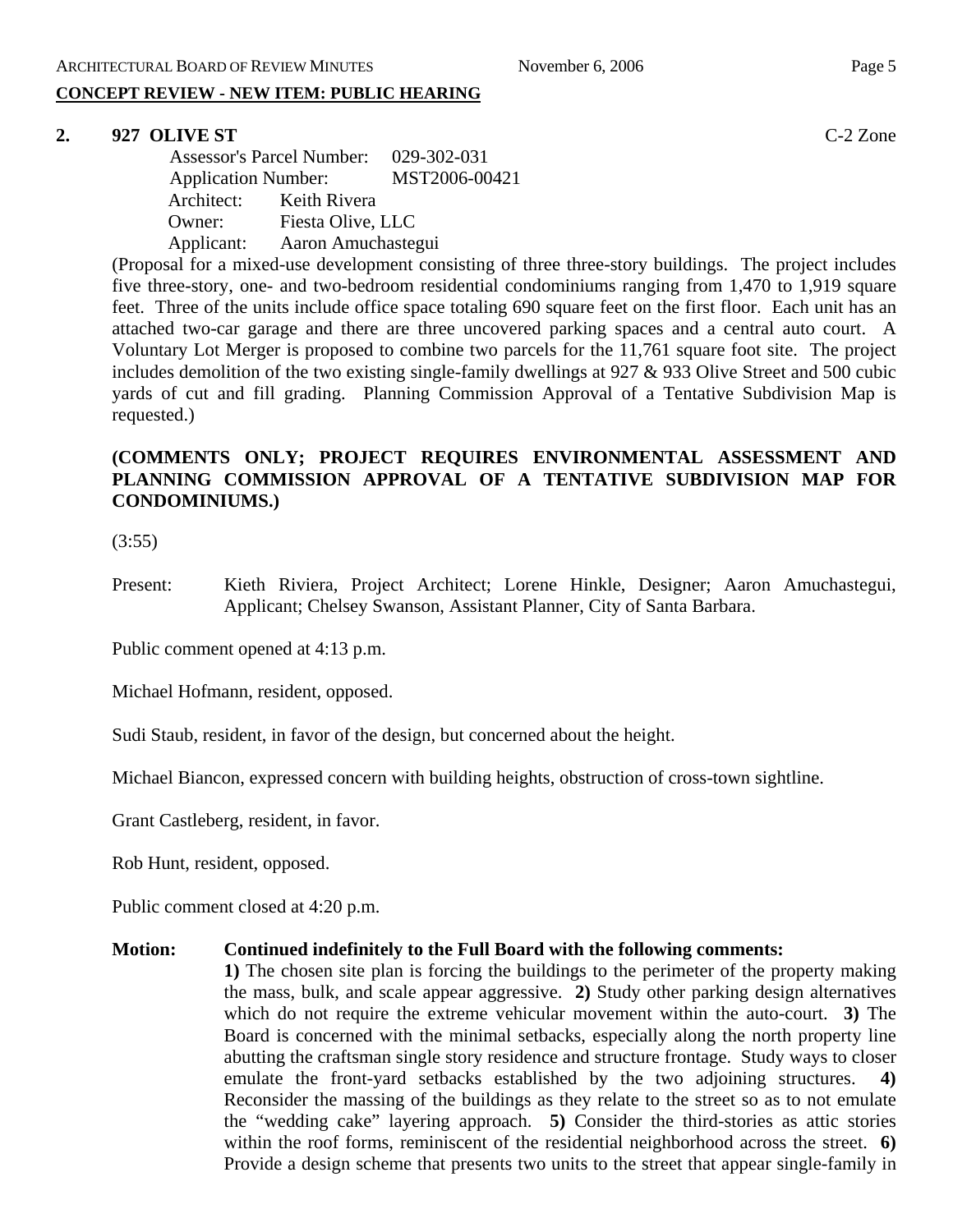**CONCEPT REVIEW - NEW ITEM: PUBLIC HEARING**

**2. 927 OLIVE ST** C-2 Zone

Assessor's Parcel Number: 029-302-031
Application Number: MST2006-00421
Architect: Keith Rivera
Owner: Fiesta Olive, LLC
Applicant: Aaron Amuchastegui

(Proposal for a mixed-use development consisting of three three-story buildings. The project includes five three-story, one- and two-bedroom residential condominiums ranging from 1,470 to 1,919 square feet. Three of the units include office space totaling 690 square feet on the first floor. Each unit has an attached two-car garage and there are three uncovered parking spaces and a central auto court. A Voluntary Lot Merger is proposed to combine two parcels for the 11,761 square foot site. The project includes demolition of the two existing single-family dwellings at 927 & 933 Olive Street and 500 cubic yards of cut and fill grading. Planning Commission Approval of a Tentative Subdivision Map is requested.)

**(COMMENTS ONLY; PROJECT REQUIRES ENVIRONMENTAL ASSESSMENT AND PLANNING COMMISSION APPROVAL OF A TENTATIVE SUBDIVISION MAP FOR CONDOMINIUMS.)**

(3:55)

Present: Kieth Riviera, Project Architect; Lorene Hinkle, Designer; Aaron Amuchastegui, Applicant; Chelsey Swanson, Assistant Planner, City of Santa Barbara.

Public comment opened at 4:13 p.m.

Michael Hofmann, resident, opposed.

Sudi Staub, resident, in favor of the design, but concerned about the height.

Michael Biancon, expressed concern with building heights, obstruction of cross-town sightline.

Grant Castleberg, resident, in favor.

Rob Hunt, resident, opposed.

Public comment closed at 4:20 p.m.

**Motion: Continued indefinitely to the Full Board with the following comments:**
**1)** The chosen site plan is forcing the buildings to the perimeter of the property making the mass, bulk, and scale appear aggressive. **2)** Study other parking design alternatives which do not require the extreme vehicular movement within the auto-court. **3)** The Board is concerned with the minimal setbacks, especially along the north property line abutting the craftsman single story residence and structure frontage. Study ways to closer emulate the front-yard setbacks established by the two adjoining structures. **4)** Reconsider the massing of the buildings as they relate to the street so as to not emulate the "wedding cake" layering approach. **5)** Consider the third-stories as attic stories within the roof forms, reminiscent of the residential neighborhood across the street. **6)** Provide a design scheme that presents two units to the street that appear single-family in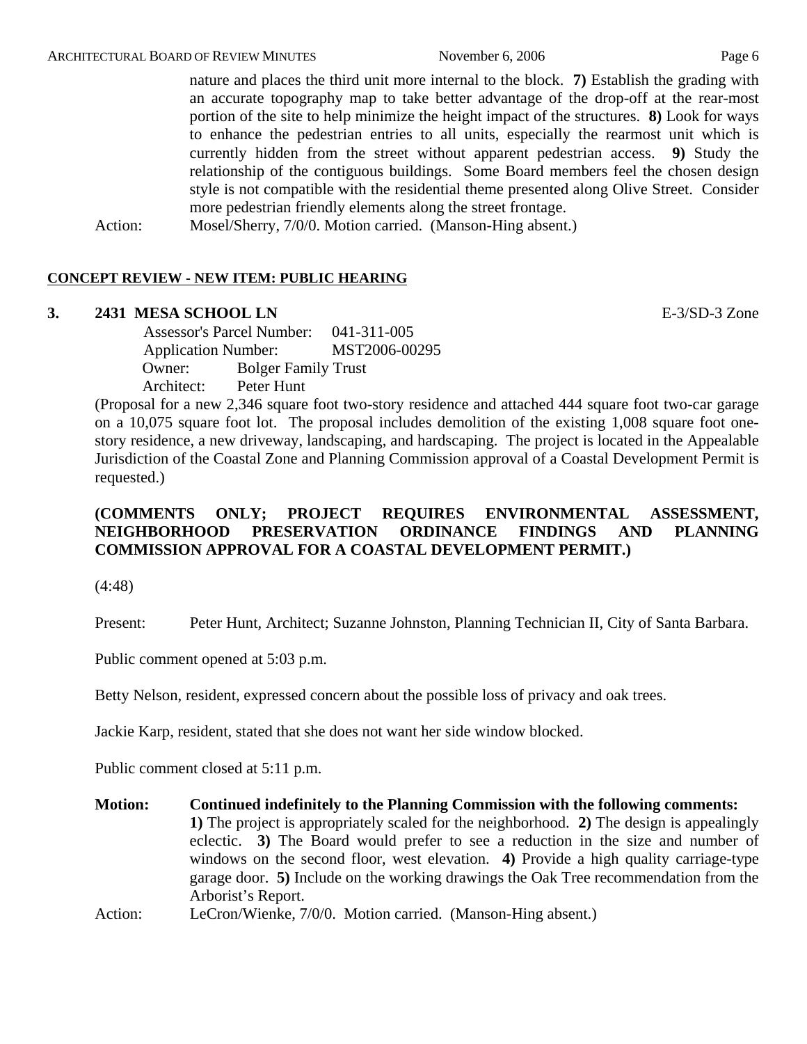nature and places the third unit more internal to the block. **7)** Establish the grading with an accurate topography map to take better advantage of the drop-off at the rear-most portion of the site to help minimize the height impact of the structures. **8)** Look for ways to enhance the pedestrian entries to all units, especially the rearmost unit which is currently hidden from the street without apparent pedestrian access. **9)** Study the relationship of the contiguous buildings. Some Board members feel the chosen design style is not compatible with the residential theme presented along Olive Street. Consider more pedestrian friendly elements along the street frontage.

Action: Mosel/Sherry, 7/0/0. Motion carried. (Manson-Hing absent.)

**CONCEPT REVIEW - NEW ITEM: PUBLIC HEARING**

**3. 2431 MESA SCHOOL LN** E-3/SD-3 Zone

Assessor's Parcel Number: 041-311-005
Application Number: MST2006-00295
Owner: Bolger Family Trust
Architect: Peter Hunt

(Proposal for a new 2,346 square foot two-story residence and attached 444 square foot two-car garage on a 10,075 square foot lot. The proposal includes demolition of the existing 1,008 square foot one-story residence, a new driveway, landscaping, and hardscaping. The project is located in the Appealable Jurisdiction of the Coastal Zone and Planning Commission approval of a Coastal Development Permit is requested.)

**(COMMENTS ONLY; PROJECT REQUIRES ENVIRONMENTAL ASSESSMENT, NEIGHBORHOOD PRESERVATION ORDINANCE FINDINGS AND PLANNING COMMISSION APPROVAL FOR A COASTAL DEVELOPMENT PERMIT.)**

(4:48)

Present: Peter Hunt, Architect; Suzanne Johnston, Planning Technician II, City of Santa Barbara.

Public comment opened at 5:03 p.m.

Betty Nelson, resident, expressed concern about the possible loss of privacy and oak trees.

Jackie Karp, resident, stated that she does not want her side window blocked.

Public comment closed at 5:11 p.m.

**Motion: Continued indefinitely to the Planning Commission with the following comments:**
**1)** The project is appropriately scaled for the neighborhood. **2)** The design is appealingly eclectic. **3)** The Board would prefer to see a reduction in the size and number of windows on the second floor, west elevation. **4)** Provide a high quality carriage-type garage door. **5)** Include on the working drawings the Oak Tree recommendation from the Arborist's Report.

Action: LeCron/Wienke, 7/0/0. Motion carried. (Manson-Hing absent.)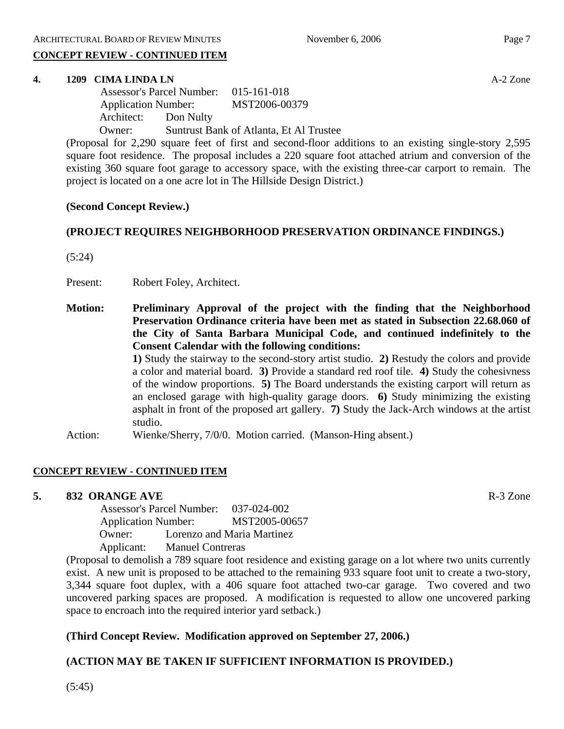**CONCEPT REVIEW - CONTINUED ITEM**

**4. 1209 CIMA LINDA LN** A-2 Zone

Assessor's Parcel Number: 015-161-018
Application Number: MST2006-00379
Architect: Don Nulty
Owner: Suntrust Bank of Atlanta, Et Al Trustee

(Proposal for 2,290 square feet of first and second-floor additions to an existing single-story 2,595 square foot residence. The proposal includes a 220 square foot attached atrium and conversion of the existing 360 square foot garage to accessory space, with the existing three-car carport to remain. The project is located on a one acre lot in The Hillside Design District.)

**(Second Concept Review.)**

**(PROJECT REQUIRES NEIGHBORHOOD PRESERVATION ORDINANCE FINDINGS.)**

(5:24)

Present: Robert Foley, Architect.

**Motion: Preliminary Approval of the project with the finding that the Neighborhood Preservation Ordinance criteria have been met as stated in Subsection 22.68.060 of the City of Santa Barbara Municipal Code, and continued indefinitely to the Consent Calendar with the following conditions:**

**1)** Study the stairway to the second-story artist studio. **2)** Restudy the colors and provide a color and material board. **3)** Provide a standard red roof tile. **4)** Study the cohesivness of the window proportions. **5)** The Board understands the existing carport will return as an enclosed garage with high-quality garage doors. **6)** Study minimizing the existing asphalt in front of the proposed art gallery. **7)** Study the Jack-Arch windows at the artist studio.

Action: Wienke/Sherry, 7/0/0. Motion carried. (Manson-Hing absent.)

**CONCEPT REVIEW - CONTINUED ITEM**

**5. 832 ORANGE AVE** R-3 Zone

Assessor's Parcel Number: 037-024-002
Application Number: MST2005-00657
Owner: Lorenzo and Maria Martinez
Applicant: Manuel Contreras

(Proposal to demolish a 789 square foot residence and existing garage on a lot where two units currently exist. A new unit is proposed to be attached to the remaining 933 square foot unit to create a two-story, 3,344 square foot duplex, with a 406 square foot attached two-car garage. Two covered and two uncovered parking spaces are proposed. A modification is requested to allow one uncovered parking space to encroach into the required interior yard setback.)

**(Third Concept Review. Modification approved on September 27, 2006.)**

**(ACTION MAY BE TAKEN IF SUFFICIENT INFORMATION IS PROVIDED.)**

(5:45)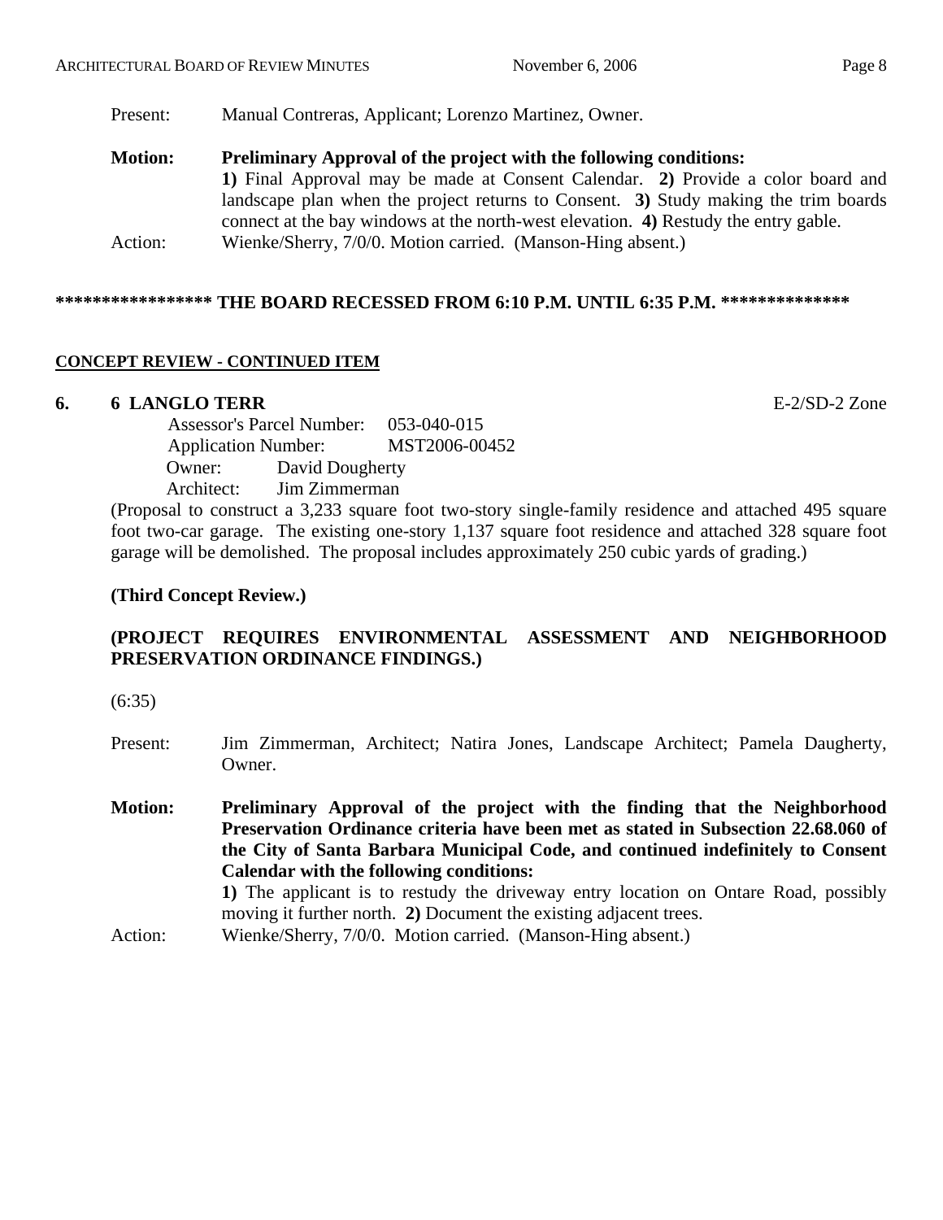Present: Manual Contreras, Applicant; Lorenzo Martinez, Owner.

**Motion: Preliminary Approval of the project with the following conditions:**
**1)** Final Approval may be made at Consent Calendar. **2)** Provide a color board and landscape plan when the project returns to Consent. **3)** Study making the trim boards connect at the bay windows at the north-west elevation. **4)** Restudy the entry gable.

Action: Wienke/Sherry, 7/0/0. Motion carried. (Manson-Hing absent.)

**\*\*\*\*\*\*\*\*\*\*\*\*\*\*\*\*\* THE BOARD RECESSED FROM 6:10 P.M. UNTIL 6:35 P.M. \*\*\*\*\*\*\*\*\*\*\*\*\*\***

**CONCEPT REVIEW - CONTINUED ITEM**

**6. 6 LANGLO TERR** E-2/SD-2 Zone

Assessor's Parcel Number: 053-040-015
Application Number: MST2006-00452
Owner: David Dougherty
Architect: Jim Zimmerman

(Proposal to construct a 3,233 square foot two-story single-family residence and attached 495 square foot two-car garage. The existing one-story 1,137 square foot residence and attached 328 square foot garage will be demolished. The proposal includes approximately 250 cubic yards of grading.)

**(Third Concept Review.)**

**(PROJECT REQUIRES ENVIRONMENTAL ASSESSMENT AND NEIGHBORHOOD PRESERVATION ORDINANCE FINDINGS.)**

(6:35)

Present: Jim Zimmerman, Architect; Natira Jones, Landscape Architect; Pamela Daugherty, Owner.

**Motion: Preliminary Approval of the project with the finding that the Neighborhood Preservation Ordinance criteria have been met as stated in Subsection 22.68.060 of the City of Santa Barbara Municipal Code, and continued indefinitely to Consent Calendar with the following conditions:**
**1)** The applicant is to restudy the driveway entry location on Ontare Road, possibly moving it further north. **2)** Document the existing adjacent trees.

Action: Wienke/Sherry, 7/0/0. Motion carried. (Manson-Hing absent.)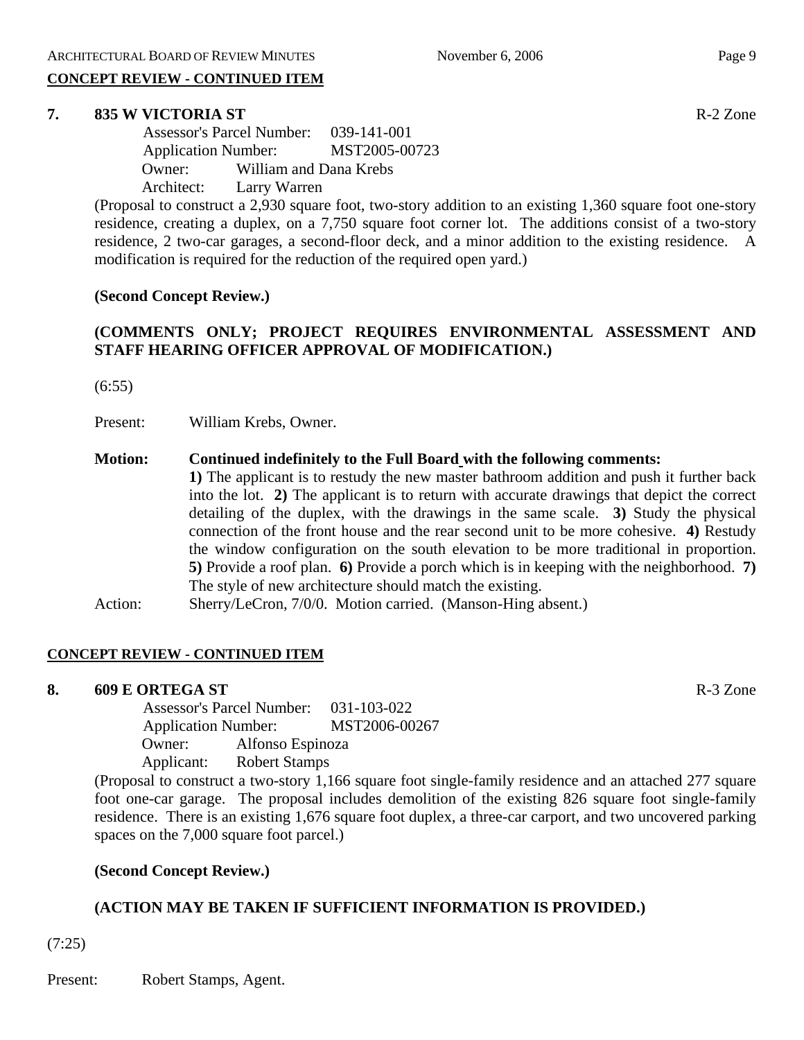**CONCEPT REVIEW - CONTINUED ITEM**

**7. 835 W VICTORIA ST** R-2 Zone

Assessor's Parcel Number: 039-141-001
Application Number: MST2005-00723
Owner: William and Dana Krebs
Architect: Larry Warren

(Proposal to construct a 2,930 square foot, two-story addition to an existing 1,360 square foot one-story residence, creating a duplex, on a 7,750 square foot corner lot. The additions consist of a two-story residence, 2 two-car garages, a second-floor deck, and a minor addition to the existing residence. A modification is required for the reduction of the required open yard.)

**(Second Concept Review.)**

**(COMMENTS ONLY; PROJECT REQUIRES ENVIRONMENTAL ASSESSMENT AND STAFF HEARING OFFICER APPROVAL OF MODIFICATION.)**

(6:55)

Present: William Krebs, Owner.

**Motion: Continued indefinitely to the Full Board with the following comments:**
**1)** The applicant is to restudy the new master bathroom addition and push it further back into the lot. **2)** The applicant is to return with accurate drawings that depict the correct detailing of the duplex, with the drawings in the same scale. **3)** Study the physical connection of the front house and the rear second unit to be more cohesive. **4)** Restudy the window configuration on the south elevation to be more traditional in proportion. **5)** Provide a roof plan. **6)** Provide a porch which is in keeping with the neighborhood. **7)** The style of new architecture should match the existing.

Action: Sherry/LeCron, 7/0/0. Motion carried. (Manson-Hing absent.)

**CONCEPT REVIEW - CONTINUED ITEM**

**8. 609 E ORTEGA ST** R-3 Zone

Assessor's Parcel Number: 031-103-022
Application Number: MST2006-00267
Owner: Alfonso Espinoza
Applicant: Robert Stamps

(Proposal to construct a two-story 1,166 square foot single-family residence and an attached 277 square foot one-car garage. The proposal includes demolition of the existing 826 square foot single-family residence. There is an existing 1,676 square foot duplex, a three-car carport, and two uncovered parking spaces on the 7,000 square foot parcel.)

**(Second Concept Review.)**

**(ACTION MAY BE TAKEN IF SUFFICIENT INFORMATION IS PROVIDED.)**

(7:25)

Present: Robert Stamps, Agent.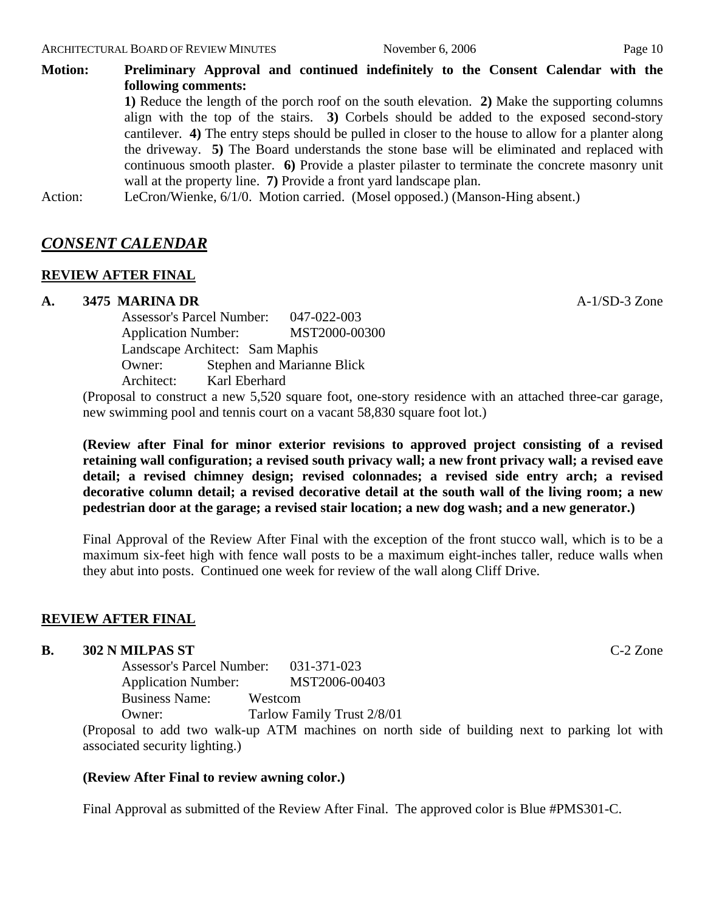**Motion:** **Preliminary Approval and continued indefinitely to the Consent Calendar with the following comments:**
**1)** Reduce the length of the porch roof on the south elevation. **2)** Make the supporting columns align with the top of the stairs. **3)** Corbels should be added to the exposed second-story cantilever. **4)** The entry steps should be pulled in closer to the house to allow for a planter along the driveway. **5)** The Board understands the stone base will be eliminated and replaced with continuous smooth plaster. **6)** Provide a plaster pilaster to terminate the concrete masonry unit wall at the property line. **7)** Provide a front yard landscape plan.

Action: LeCron/Wienke, 6/1/0. Motion carried. (Mosel opposed.) (Manson-Hing absent.)

## *CONSENT CALENDAR*

### REVIEW AFTER FINAL

**A. 3475 MARINA DR** A-1/SD-3 Zone

Assessor's Parcel Number: 047-022-003
Application Number: MST2000-00300
Landscape Architect: Sam Maphis
Owner: Stephen and Marianne Blick
Architect: Karl Eberhard

(Proposal to construct a new 5,520 square foot, one-story residence with an attached three-car garage, new swimming pool and tennis court on a vacant 58,830 square foot lot.)

**(Review after Final for minor exterior revisions to approved project consisting of a revised retaining wall configuration; a revised south privacy wall; a new front privacy wall; a revised eave detail; a revised chimney design; revised colonnades; a revised side entry arch; a revised decorative column detail; a revised decorative detail at the south wall of the living room; a new pedestrian door at the garage; a revised stair location; a new dog wash; and a new generator.)**

Final Approval of the Review After Final with the exception of the front stucco wall, which is to be a maximum six-feet high with fence wall posts to be a maximum eight-inches taller, reduce walls when they abut into posts. Continued one week for review of the wall along Cliff Drive.

### REVIEW AFTER FINAL

**B. 302 N MILPAS ST** C-2 Zone

Assessor's Parcel Number: 031-371-023
Application Number: MST2006-00403
Business Name: Westcom
Owner: Tarlow Family Trust 2/8/01

(Proposal to add two walk-up ATM machines on north side of building next to parking lot with associated security lighting.)

**(Review After Final to review awning color.)**

Final Approval as submitted of the Review After Final. The approved color is Blue #PMS301-C.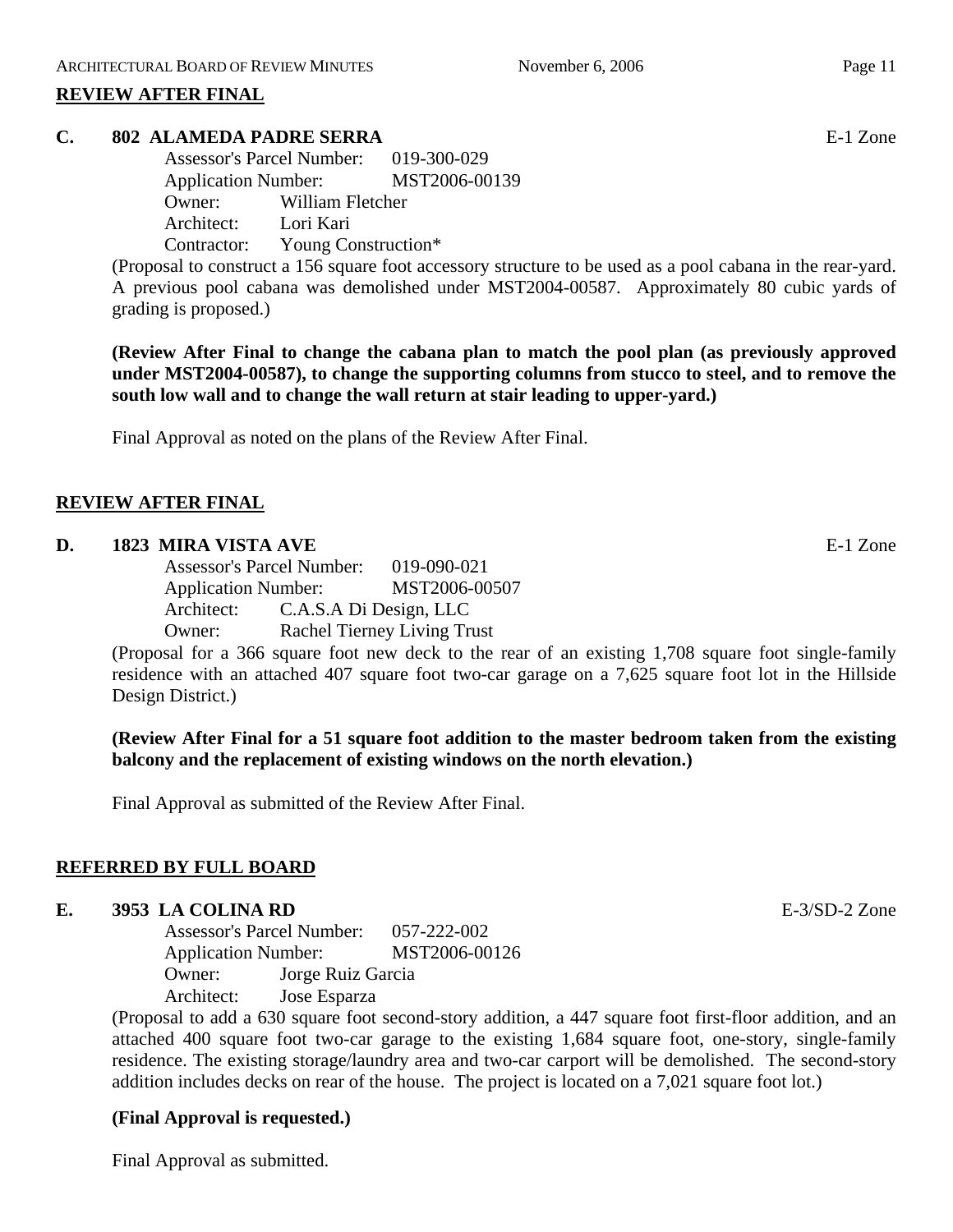## REVIEW AFTER FINAL

### C. 802 ALAMEDA PADRE SERRA — E-1 Zone

Assessor's Parcel Number: 019-300-029
Application Number: MST2006-00139
Owner: William Fletcher
Architect: Lori Kari
Contractor: Young Construction*

(Proposal to construct a 156 square foot accessory structure to be used as a pool cabana in the rear-yard. A previous pool cabana was demolished under MST2004-00587. Approximately 80 cubic yards of grading is proposed.)

**(Review After Final to change the cabana plan to match the pool plan (as previously approved under MST2004-00587), to change the supporting columns from stucco to steel, and to remove the south low wall and to change the wall return at stair leading to upper-yard.)**

Final Approval as noted on the plans of the Review After Final.

## REVIEW AFTER FINAL

### D. 1823 MIRA VISTA AVE — E-1 Zone

Assessor's Parcel Number: 019-090-021
Application Number: MST2006-00507
Architect: C.A.S.A Di Design, LLC
Owner: Rachel Tierney Living Trust

(Proposal for a 366 square foot new deck to the rear of an existing 1,708 square foot single-family residence with an attached 407 square foot two-car garage on a 7,625 square foot lot in the Hillside Design District.)

**(Review After Final for a 51 square foot addition to the master bedroom taken from the existing balcony and the replacement of existing windows on the north elevation.)**

Final Approval as submitted of the Review After Final.

## REFERRED BY FULL BOARD

### E. 3953 LA COLINA RD — E-3/SD-2 Zone

Assessor's Parcel Number: 057-222-002
Application Number: MST2006-00126
Owner: Jorge Ruiz Garcia
Architect: Jose Esparza

(Proposal to add a 630 square foot second-story addition, a 447 square foot first-floor addition, and an attached 400 square foot two-car garage to the existing 1,684 square foot, one-story, single-family residence. The existing storage/laundry area and two-car carport will be demolished. The second-story addition includes decks on rear of the house. The project is located on a 7,021 square foot lot.)

**(Final Approval is requested.)**

Final Approval as submitted.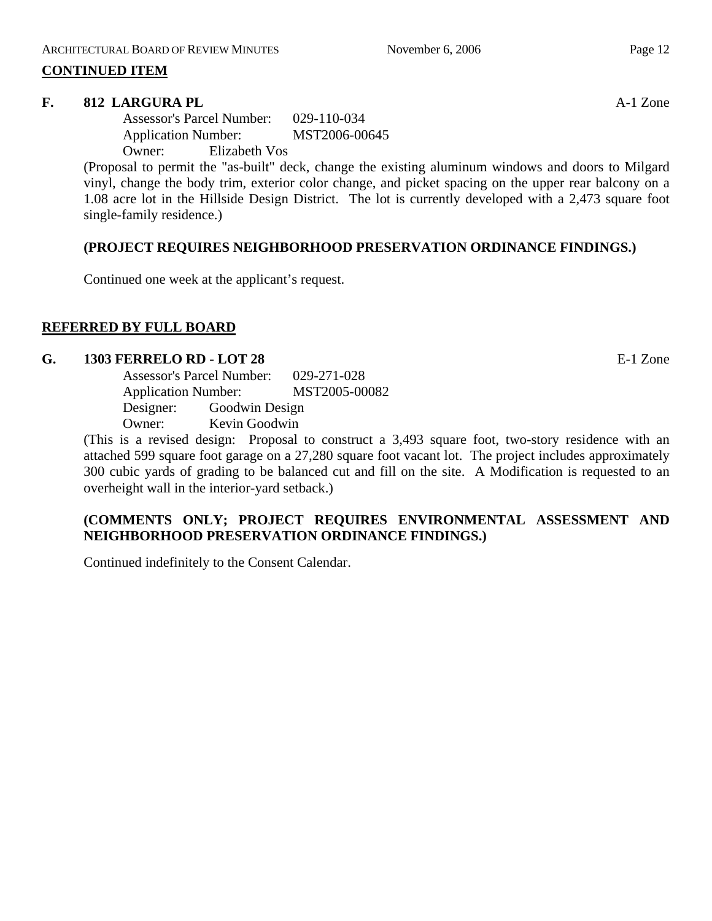## CONTINUED ITEM

**F. 812 LARGURA PL** A-1 Zone

Assessor's Parcel Number: 029-110-034
Application Number: MST2006-00645
Owner: Elizabeth Vos

(Proposal to permit the "as-built" deck, change the existing aluminum windows and doors to Milgard vinyl, change the body trim, exterior color change, and picket spacing on the upper rear balcony on a 1.08 acre lot in the Hillside Design District. The lot is currently developed with a 2,473 square foot single-family residence.)

**(PROJECT REQUIRES NEIGHBORHOOD PRESERVATION ORDINANCE FINDINGS.)**

Continued one week at the applicant's request.

## REFERRED BY FULL BOARD

**G. 1303 FERRELO RD - LOT 28** E-1 Zone

Assessor's Parcel Number: 029-271-028
Application Number: MST2005-00082
Designer: Goodwin Design
Owner: Kevin Goodwin

(This is a revised design: Proposal to construct a 3,493 square foot, two-story residence with an attached 599 square foot garage on a 27,280 square foot vacant lot. The project includes approximately 300 cubic yards of grading to be balanced cut and fill on the site. A Modification is requested to an overheight wall in the interior-yard setback.)

**(COMMENTS ONLY; PROJECT REQUIRES ENVIRONMENTAL ASSESSMENT AND NEIGHBORHOOD PRESERVATION ORDINANCE FINDINGS.)**

Continued indefinitely to the Consent Calendar.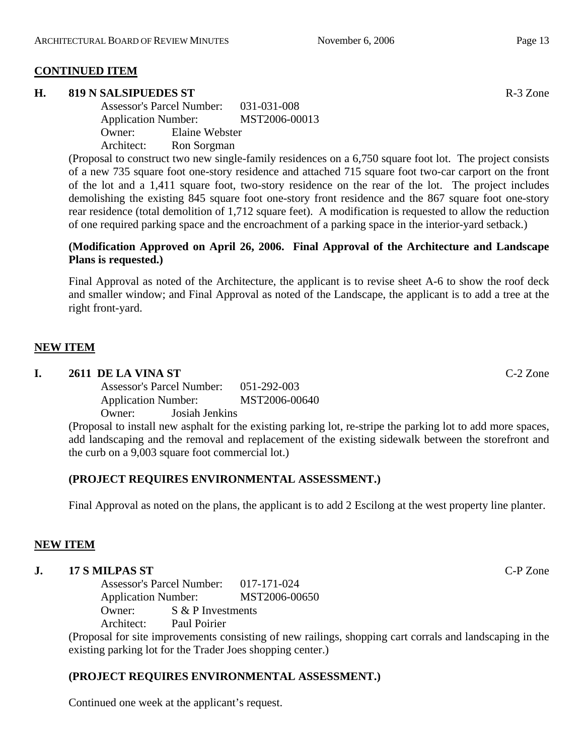**CONTINUED ITEM**

**H. 819 N SALSIPUEDES ST** R-3 Zone

Assessor's Parcel Number: 031-031-008
Application Number: MST2006-00013
Owner: Elaine Webster
Architect: Ron Sorgman

(Proposal to construct two new single-family residences on a 6,750 square foot lot. The project consists of a new 735 square foot one-story residence and attached 715 square foot two-car carport on the front of the lot and a 1,411 square foot, two-story residence on the rear of the lot. The project includes demolishing the existing 845 square foot one-story front residence and the 867 square foot one-story rear residence (total demolition of 1,712 square feet). A modification is requested to allow the reduction of one required parking space and the encroachment of a parking space in the interior-yard setback.)

**(Modification Approved on April 26, 2006. Final Approval of the Architecture and Landscape Plans is requested.)**

Final Approval as noted of the Architecture, the applicant is to revise sheet A-6 to show the roof deck and smaller window; and Final Approval as noted of the Landscape, the applicant is to add a tree at the right front-yard.

**NEW ITEM**

**I. 2611 DE LA VINA ST** C-2 Zone

Assessor's Parcel Number: 051-292-003
Application Number: MST2006-00640
Owner: Josiah Jenkins

(Proposal to install new asphalt for the existing parking lot, re-stripe the parking lot to add more spaces, add landscaping and the removal and replacement of the existing sidewalk between the storefront and the curb on a 9,003 square foot commercial lot.)

**(PROJECT REQUIRES ENVIRONMENTAL ASSESSMENT.)**

Final Approval as noted on the plans, the applicant is to add 2 Escilong at the west property line planter.

**NEW ITEM**

**J. 17 S MILPAS ST** C-P Zone

Assessor's Parcel Number: 017-171-024
Application Number: MST2006-00650
Owner: S & P Investments
Architect: Paul Poirier

(Proposal for site improvements consisting of new railings, shopping cart corrals and landscaping in the existing parking lot for the Trader Joes shopping center.)

**(PROJECT REQUIRES ENVIRONMENTAL ASSESSMENT.)**

Continued one week at the applicant's request.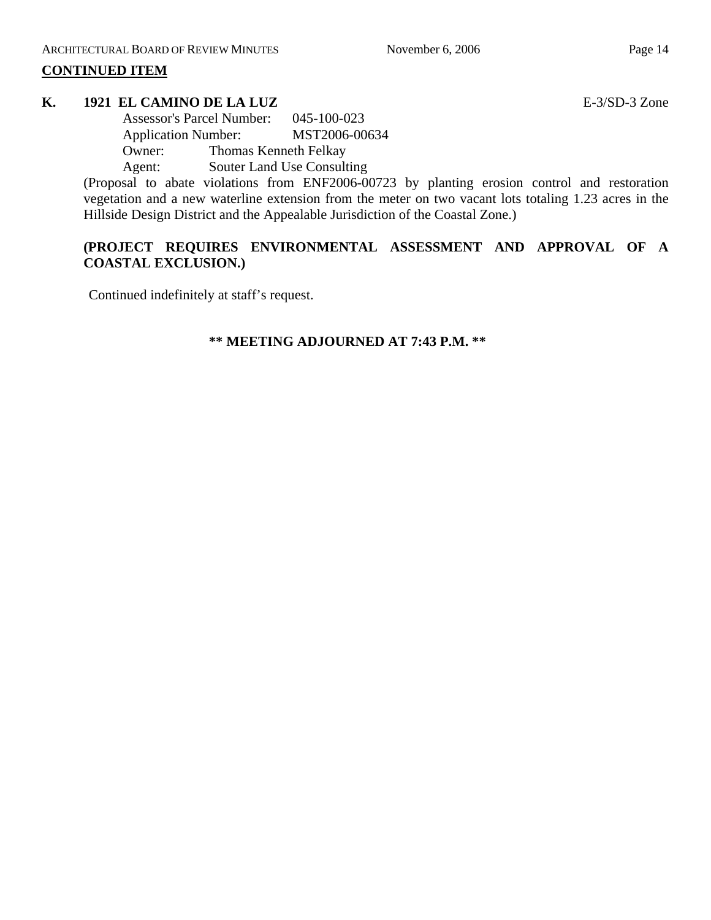## CONTINUED ITEM

**K. 1921 EL CAMINO DE LA LUZ** E-3/SD-3 Zone

Assessor's Parcel Number: 045-100-023
Application Number: MST2006-00634
Owner: Thomas Kenneth Felkay
Agent: Souter Land Use Consulting

(Proposal to abate violations from ENF2006-00723 by planting erosion control and restoration vegetation and a new waterline extension from the meter on two vacant lots totaling 1.23 acres in the Hillside Design District and the Appealable Jurisdiction of the Coastal Zone.)

**(PROJECT REQUIRES ENVIRONMENTAL ASSESSMENT AND APPROVAL OF A COASTAL EXCLUSION.)**

Continued indefinitely at staff's request.

**\*\* MEETING ADJOURNED AT 7:43 P.M. \*\***